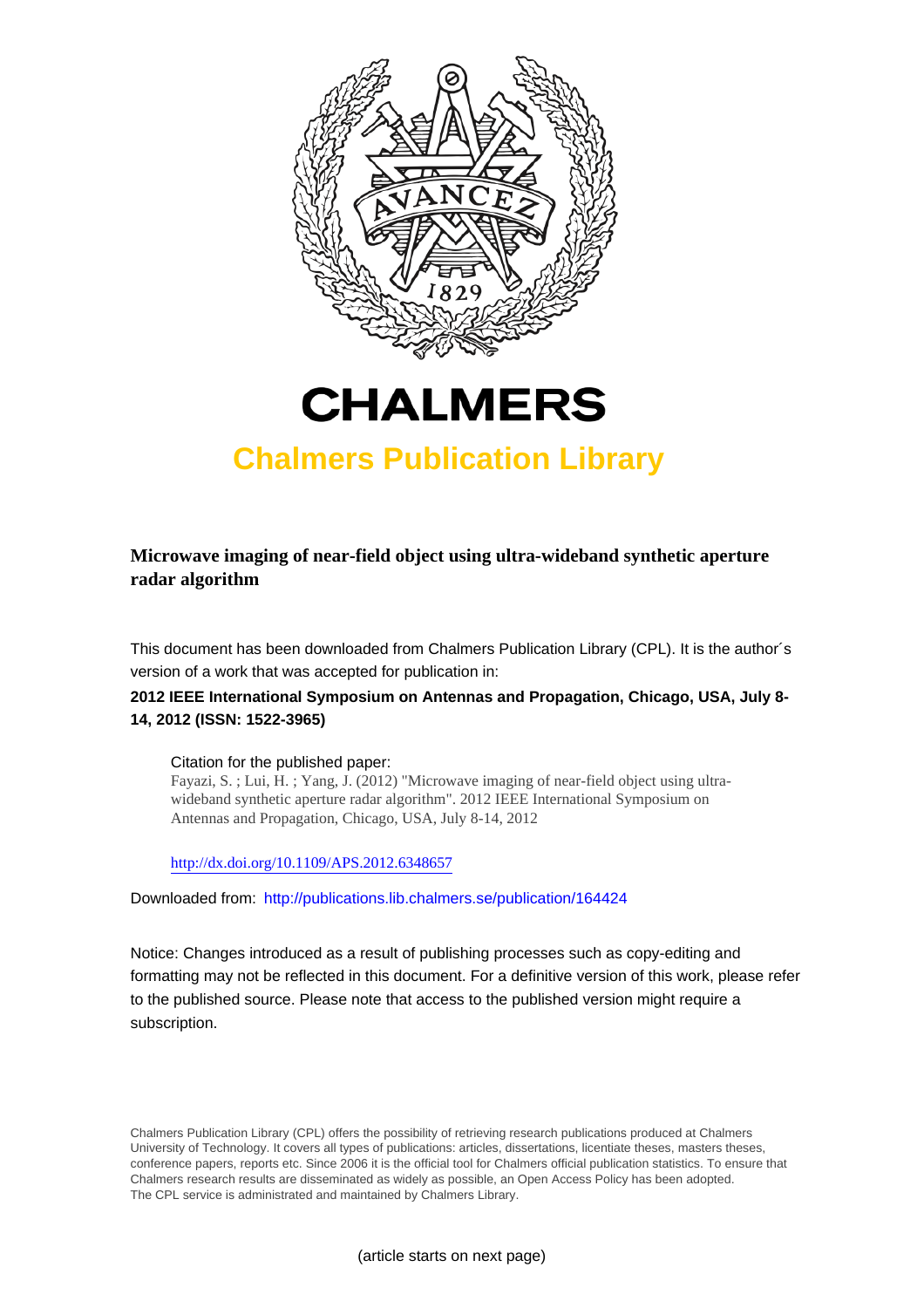# CHALMERS

## Chalmers Publication Library

**Microwave imaging of near-field object using ultra-wideband synthetic aperture radar algorithm**

This document has been downloaded from Chalmers Publication Library (CPL). It is the author´s version of a work that was accepted for publication in:

**2012 IEEE International Symposium on Antennas and Propagation, Chicago, USA, July 8-14, 2012 (ISSN: 1522-3965)**

Citation for the published paper:
Fayazi, S. ; Lui, H. ; Yang, J. (2012) "Microwave imaging of near-field object using ultra-wideband synthetic aperture radar algorithm". 2012 IEEE International Symposium on Antennas and Propagation, Chicago, USA, July 8-14, 2012

http://dx.doi.org/10.1109/APS.2012.6348657

Downloaded from: http://publications.lib.chalmers.se/publication/164424

Notice: Changes introduced as a result of publishing processes such as copy-editing and formatting may not be reflected in this document. For a definitive version of this work, please refer to the published source. Please note that access to the published version might require a subscription.

Chalmers Publication Library (CPL) offers the possibility of retrieving research publications produced at Chalmers University of Technology. It covers all types of publications: articles, dissertations, licentiate theses, masters theses, conference papers, reports etc. Since 2006 it is the official tool for Chalmers official publication statistics. To ensure that Chalmers research results are disseminated as widely as possible, an Open Access Policy has been adopted. The CPL service is administrated and maintained by Chalmers Library.

(article starts on next page)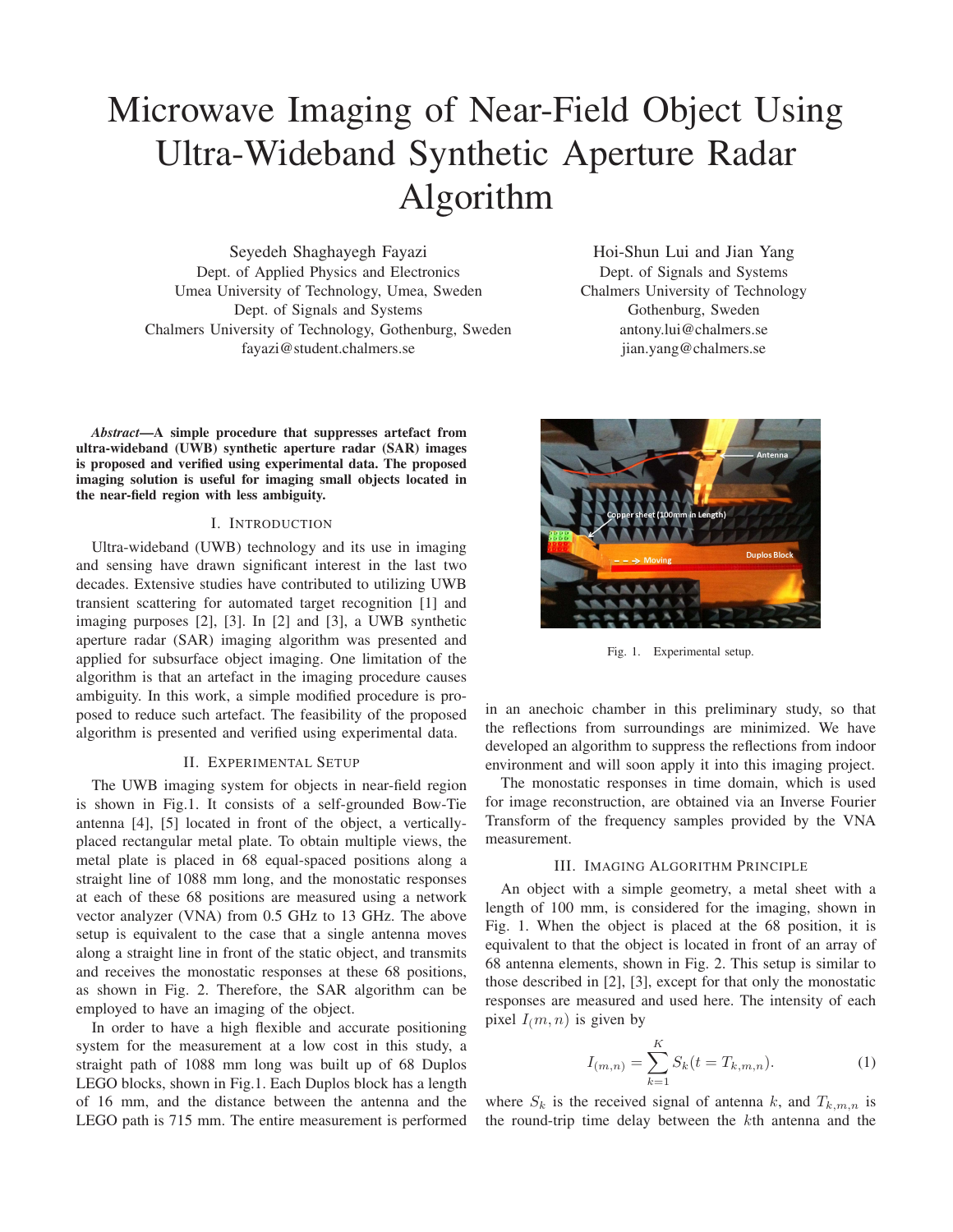# Microwave Imaging of Near-Field Object Using Ultra-Wideband Synthetic Aperture Radar Algorithm

Seyedeh Shaghayegh Fayazi
Dept. of Applied Physics and Electronics
Umea University of Technology, Umea, Sweden
Dept. of Signals and Systems
Chalmers University of Technology, Gothenburg, Sweden
fayazi@student.chalmers.se

Hoi-Shun Lui and Jian Yang
Dept. of Signals and Systems
Chalmers University of Technology
Gothenburg, Sweden
antony.lui@chalmers.se
jian.yang@chalmers.se

***Abstract*—A simple procedure that suppresses artefact from ultra-wideband (UWB) synthetic aperture radar (SAR) images is proposed and verified using experimental data. The proposed imaging solution is useful for imaging small objects located in the near-field region with less ambiguity.**

## I. Introduction

Ultra-wideband (UWB) technology and its use in imaging and sensing have drawn significant interest in the last two decades. Extensive studies have contributed to utilizing UWB transient scattering for automated target recognition [1] and imaging purposes [2], [3]. In [2] and [3], a UWB synthetic aperture radar (SAR) imaging algorithm was presented and applied for subsurface object imaging. One limitation of the algorithm is that an artefact in the imaging procedure causes ambiguity. In this work, a simple modified procedure is proposed to reduce such artefact. The feasibility of the proposed algorithm is presented and verified using experimental data.

## II. Experimental Setup

The UWB imaging system for objects in near-field region is shown in Fig.1. It consists of a self-grounded Bow-Tie antenna [4], [5] located in front of the object, a vertically-placed rectangular metal plate. To obtain multiple views, the metal plate is placed in 68 equal-spaced positions along a straight line of 1088 mm long, and the monostatic responses at each of these 68 positions are measured using a network vector analyzer (VNA) from 0.5 GHz to 13 GHz. The above setup is equivalent to the case that a single antenna moves along a straight line in front of the static object, and transmits and receives the monostatic responses at these 68 positions, as shown in Fig. 2. Therefore, the SAR algorithm can be employed to have an imaging of the object.

In order to have a high flexible and accurate positioning system for the measurement at a low cost in this study, a straight path of 1088 mm long was built up of 68 Duplos LEGO blocks, shown in Fig.1. Each Duplos block has a length of 16 mm, and the distance between the antenna and the LEGO path is 715 mm. The entire measurement is performed in an anechoic chamber in this preliminary study, so that the reflections from surroundings are minimized. We have developed an algorithm to suppress the reflections from indoor environment and will soon apply it into this imaging project.

Fig. 1. Experimental setup.

The monostatic responses in time domain, which is used for image reconstruction, are obtained via an Inverse Fourier Transform of the frequency samples provided by the VNA measurement.

## III. Imaging Algorithm Principle

An object with a simple geometry, a metal sheet with a length of 100 mm, is considered for the imaging, shown in Fig. 1. When the object is placed at the 68 position, it is equivalent to that the object is located in front of an array of 68 antenna elements, shown in Fig. 2. This setup is similar to those described in [2], [3], except for that only the monostatic responses are measured and used here. The intensity of each pixel $I_(m, n)$ is given by

$$I_{(m,n)} = \sum_{k=1}^{K} S_k(t = T_{k,m,n}). \tag{1}$$

where $S_k$ is the received signal of antenna $k$, and $T_{k,m,n}$ is the round-trip time delay between the $k$th antenna and the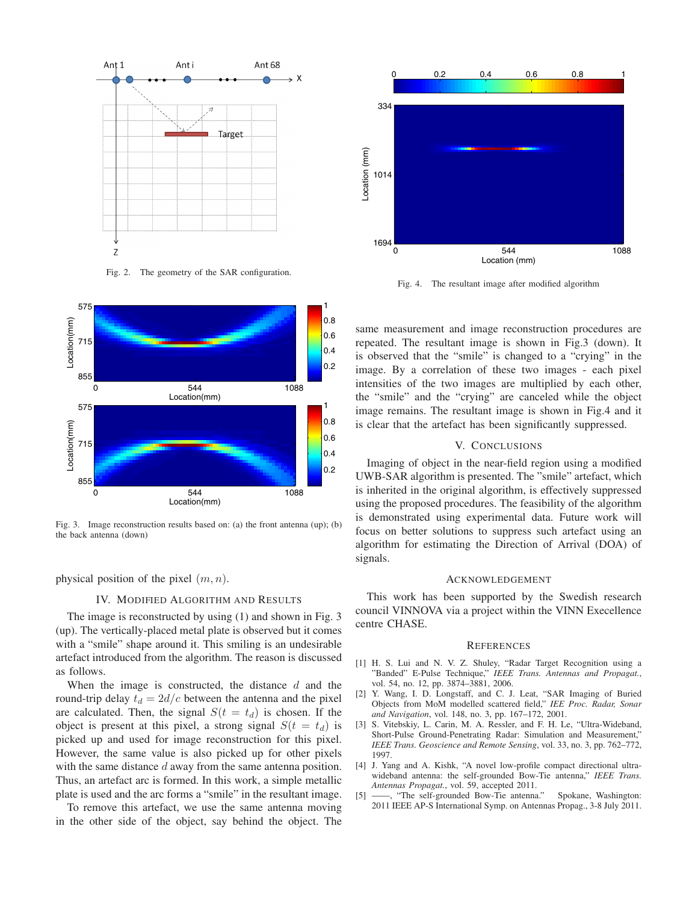Ant 1
Ant i
Ant 68
X
Target
Z

Fig. 2. The geometry of the SAR configuration.

575
715
855
Location(mm)
0
544
1088
Location(mm)
1
0.8
0.6
0.4
0.2

575
715
855
Location(mm)
0
544
1088
Location(mm)
1
0.8
0.6
0.4
0.2

Fig. 3. Image reconstruction results based on: (a) the front antenna (up); (b) the back antenna (down)

physical position of the pixel $(m, n)$.

## IV. Modified Algorithm and Results

The image is reconstructed by using (1) and shown in Fig. 3 (up). The vertically-placed metal plate is observed but it comes with a "smile" shape around it. This smiling is an undesirable artefact introduced from the algorithm. The reason is discussed as follows.

When the image is constructed, the distance $d$ and the round-trip delay $t_d = 2d/c$ between the antenna and the pixel are calculated. Then, the signal $S(t = t_d)$ is chosen. If the object is present at this pixel, a strong signal $S(t = t_d)$ is picked up and used for image reconstruction for this pixel. However, the same value is also picked up for other pixels with the same distance $d$ away from the same antenna position. Thus, an artefact arc is formed. In this work, a simple metallic plate is used and the arc forms a "smile" in the resultant image.

To remove this artefact, we use the same antenna moving in the other side of the object, say behind the object. The same measurement and image reconstruction procedures are repeated. The resultant image is shown in Fig.3 (down). It is observed that the "smile" is changed to a "crying" in the image. By a correlation of these two images - each pixel intensities of the two images are multiplied by each other, the "smile" and the "crying" are canceled while the object image remains. The resultant image is shown in Fig.4 and it is clear that the artefact has been significantly suppressed.

0
0.2
0.4
0.6
0.8
1
334
1014
1694
Location (mm)
0
544
1088
Location (mm)

Fig. 4. The resultant image after modified algorithm

## V. Conclusions

Imaging of object in the near-field region using a modified UWB-SAR algorithm is presented. The "smile" artefact, which is inherited in the original algorithm, is effectively suppressed using the proposed procedures. The feasibility of the algorithm is demonstrated using experimental data. Future work will focus on better solutions to suppress such artefact using an algorithm for estimating the Direction of Arrival (DOA) of signals.

## Acknowledgement

This work has been supported by the Swedish research council VINNOVA via a project within the VINN Excellence centre CHASE.

## References

[1] H. S. Lui and N. V. Z. Shuley, "Radar Target Recognition using a "Banded" E-Pulse Technique," *IEEE Trans. Antennas and Propagat.*, vol. 54, no. 12, pp. 3874–3881, 2006.

[2] Y. Wang, I. D. Longstaff, and C. J. Leat, "SAR Imaging of Buried Objects from MoM modelled scattered field," *IEE Proc. Radar, Sonar and Navigation*, vol. 148, no. 3, pp. 167–172, 2001.

[3] S. Vitebskiy, L. Carin, M. A. Ressler, and F. H. Le, "Ultra-Wideband, Short-Pulse Ground-Penetrating Radar: Simulation and Measurement," *IEEE Trans. Geoscience and Remote Sensing*, vol. 33, no. 3, pp. 762–772, 1997.

[4] J. Yang and A. Kishk, "A novel low-profile compact directional ultra-wideband antenna: the self-grounded Bow-Tie antenna," *IEEE Trans. Antennas Propagat.*, vol. 59, accepted 2011.

[5] ——, "The self-grounded Bow-Tie antenna." Spokane, Washington: 2011 IEEE AP-S International Symp. on Antennas Propag., 3-8 July 2011.